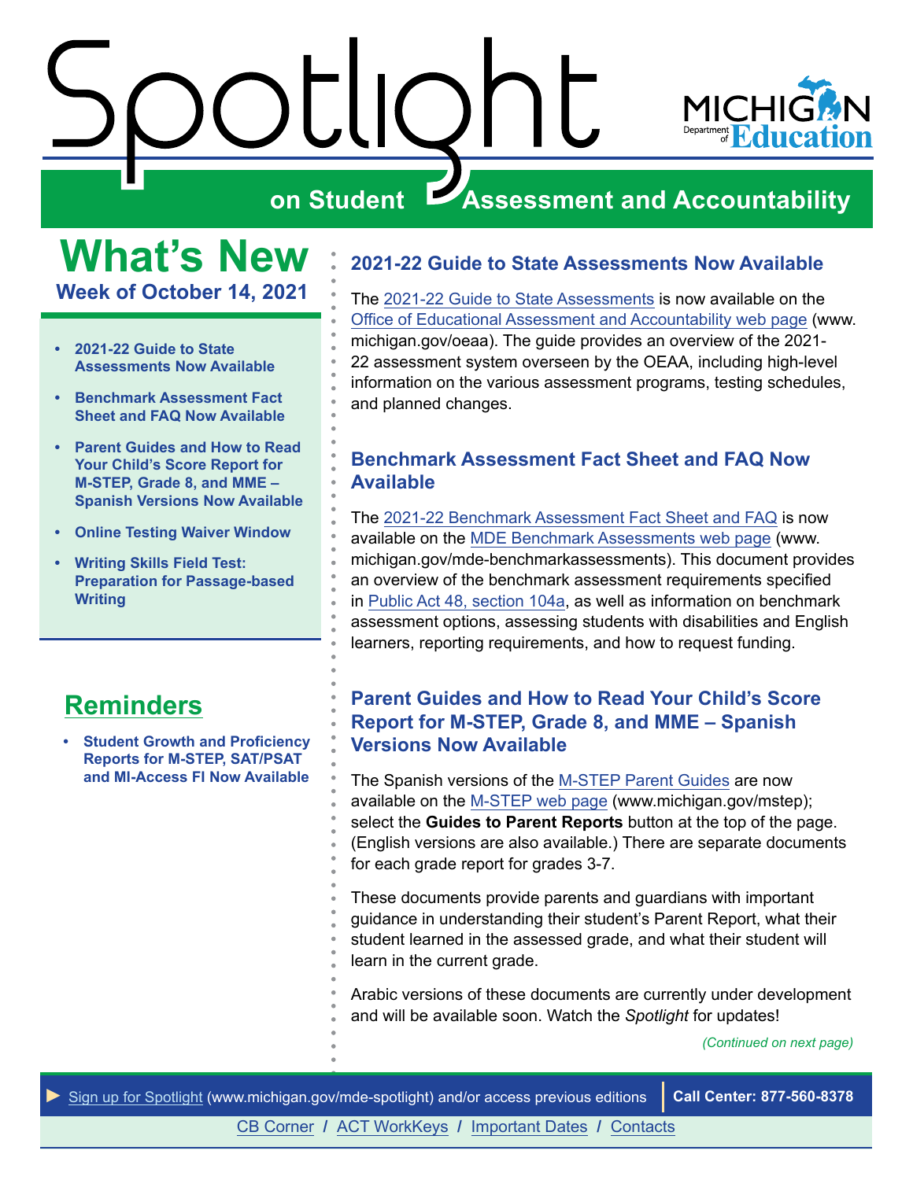# Spotlight on Student Assessment and Accountability

MICHIGAN Department of Education

## What's New

### Week of October 14, 2021

- 2021-22 Guide to State Assessments Now Available
- Benchmark Assessment Fact Sheet and FAQ Now Available
- Parent Guides and How to Read Your Child's Score Report for M-STEP, Grade 8, and MME – Spanish Versions Now Available
- Online Testing Waiver Window
- Writing Skills Field Test: Preparation for Passage-based Writing

## Reminders

- Student Growth and Proficiency Reports for M-STEP, SAT/PSAT and MI-Access FI Now Available

## 2021-22 Guide to State Assessments Now Available

The 2021-22 Guide to State Assessments is now available on the Office of Educational Assessment and Accountability web page (www.michigan.gov/oeaa). The guide provides an overview of the 2021-22 assessment system overseen by the OEAA, including high-level information on the various assessment programs, testing schedules, and planned changes.

## Benchmark Assessment Fact Sheet and FAQ Now Available

The 2021-22 Benchmark Assessment Fact Sheet and FAQ is now available on the MDE Benchmark Assessments web page (www.michigan.gov/mde-benchmarkassessments). This document provides an overview of the benchmark assessment requirements specified in Public Act 48, section 104a, as well as information on benchmark assessment options, assessing students with disabilities and English learners, reporting requirements, and how to request funding.

## Parent Guides and How to Read Your Child's Score Report for M-STEP, Grade 8, and MME – Spanish Versions Now Available

The Spanish versions of the M-STEP Parent Guides are now available on the M-STEP web page (www.michigan.gov/mstep); select the **Guides to Parent Reports** button at the top of the page. (English versions are also available.) There are separate documents for each grade report for grades 3-7.

These documents provide parents and guardians with important guidance in understanding their student's Parent Report, what their student learned in the assessed grade, and what their student will learn in the current grade.

Arabic versions of these documents are currently under development and will be available soon. Watch the *Spotlight* for updates!

*(Continued on next page)*

► Sign up for Spotlight (www.michigan.gov/mde-spotlight) and/or access previous editions | **Call Center: 877-560-8378**

CB Corner / ACT WorkKeys / Important Dates / Contacts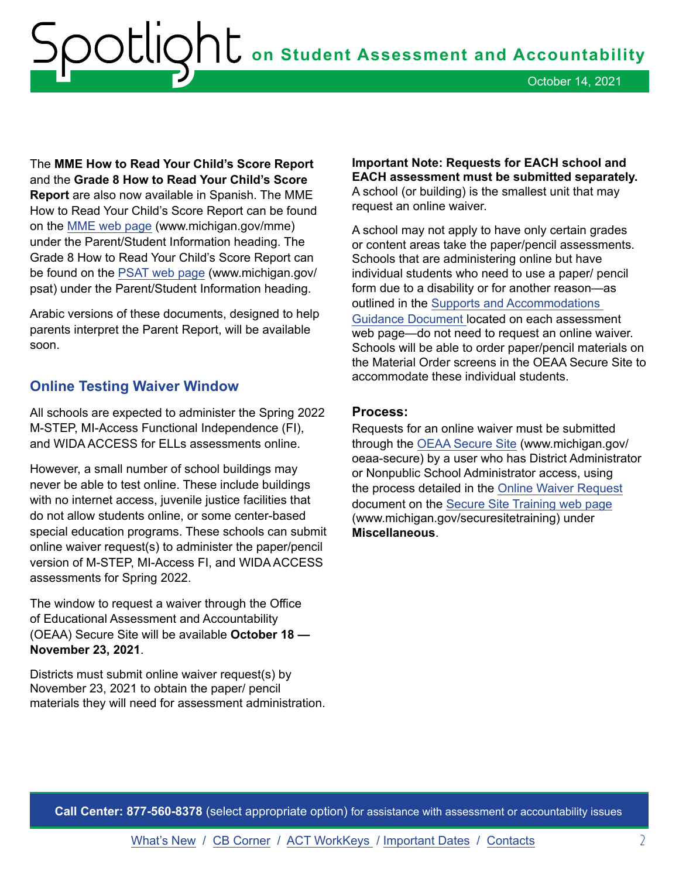The **MME How to Read Your Child's Score Report** and the **Grade 8 How to Read Your Child's Score Report** are also now available in Spanish. The MME How to Read Your Child's Score Report can be found on the [MME web page](www.michigan.gov/mme) (www.michigan.gov/mme) under the Parent/Student Information heading. The Grade 8 How to Read Your Child's Score Report can be found on the [PSAT web page](www.michigan.gov/psat) (www.michigan.gov/psat) under the Parent/Student Information heading.

Arabic versions of these documents, designed to help parents interpret the Parent Report, will be available soon.

## Online Testing Waiver Window

All schools are expected to administer the Spring 2022 M-STEP, MI-Access Functional Independence (FI), and WIDA ACCESS for ELLs assessments online.

However, a small number of school buildings may never be able to test online. These include buildings with no internet access, juvenile justice facilities that do not allow students online, or some center-based special education programs. These schools can submit online waiver request(s) to administer the paper/pencil version of M-STEP, MI-Access FI, and WIDA ACCESS assessments for Spring 2022.

The window to request a waiver through the Office of Educational Assessment and Accountability (OEAA) Secure Site will be available **October 18 — November 23, 2021**.

Districts must submit online waiver request(s) by November 23, 2021 to obtain the paper/ pencil materials they will need for assessment administration.

**Important Note: Requests for EACH school and EACH assessment must be submitted separately.** A school (or building) is the smallest unit that may request an online waiver.

A school may not apply to have only certain grades or content areas take the paper/pencil assessments. Schools that are administering online but have individual students who need to use a paper/ pencil form due to a disability or for another reason—as outlined in the Supports and Accommodations Guidance Document located on each assessment web page—do not need to request an online waiver. Schools will be able to order paper/pencil materials on the Material Order screens in the OEAA Secure Site to accommodate these individual students.

### Process:

Requests for an online waiver must be submitted through the [OEAA Secure Site](www.michigan.gov/oeaa-secure) (www.michigan.gov/oeaa-secure) by a user who has District Administrator or Nonpublic School Administrator access, using the process detailed in the Online Waiver Request document on the [Secure Site Training web page](www.michigan.gov/securesitetraining) (www.michigan.gov/securesitetraining) under **Miscellaneous**.

**Call Center: 877-560-8378** (select appropriate option) for assistance with assessment or accountability issues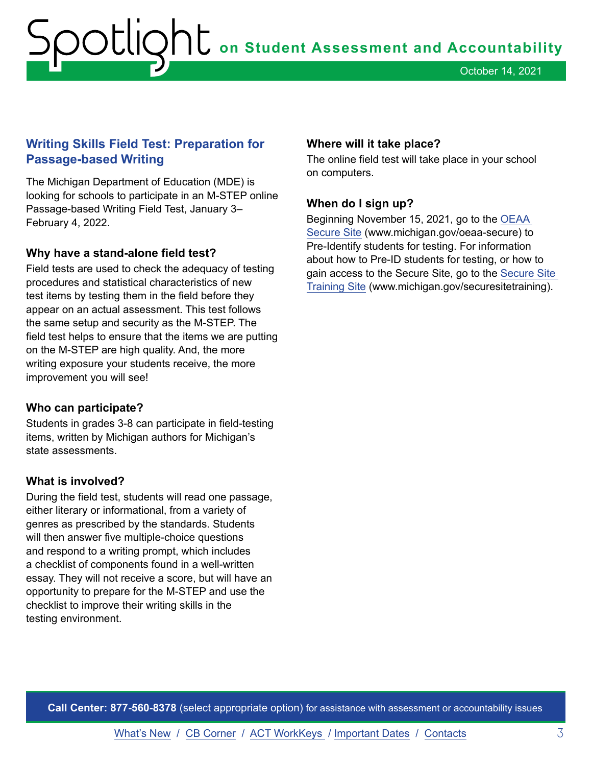## Writing Skills Field Test: Preparation for Passage-based Writing

The Michigan Department of Education (MDE) is looking for schools to participate in an M-STEP online Passage-based Writing Field Test, January 3–February 4, 2022.

### Why have a stand-alone field test?

Field tests are used to check the adequacy of testing procedures and statistical characteristics of new test items by testing them in the field before they appear on an actual assessment. This test follows the same setup and security as the M-STEP. The field test helps to ensure that the items we are putting on the M-STEP are high quality. And, the more writing exposure your students receive, the more improvement you will see!

### Who can participate?

Students in grades 3-8 can participate in field-testing items, written by Michigan authors for Michigan's state assessments.

### What is involved?

During the field test, students will read one passage, either literary or informational, from a variety of genres as prescribed by the standards. Students will then answer five multiple-choice questions and respond to a writing prompt, which includes a checklist of components found in a well-written essay. They will not receive a score, but will have an opportunity to prepare for the M-STEP and use the checklist to improve their writing skills in the testing environment.

### Where will it take place?

The online field test will take place in your school on computers.

### When do I sign up?

Beginning November 15, 2021, go to the OEAA Secure Site (www.michigan.gov/oeaa-secure) to Pre-Identify students for testing. For information about how to Pre-ID students for testing, or how to gain access to the Secure Site, go to the Secure Site Training Site (www.michigan.gov/securesitetraining).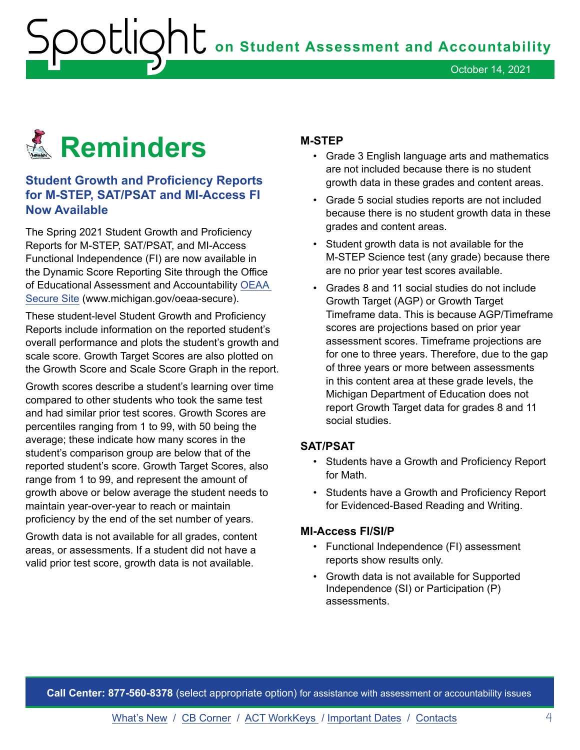# Reminders

## Student Growth and Proficiency Reports for M-STEP, SAT/PSAT and MI-Access FI Now Available

The Spring 2021 Student Growth and Proficiency Reports for M-STEP, SAT/PSAT, and MI-Access Functional Independence (FI) are now available in the Dynamic Score Reporting Site through the Office of Educational Assessment and Accountability OEAA Secure Site (www.michigan.gov/oeaa-secure).

These student-level Student Growth and Proficiency Reports include information on the reported student's overall performance and plots the student's growth and scale score. Growth Target Scores are also plotted on the Growth Score and Scale Score Graph in the report.

Growth scores describe a student's learning over time compared to other students who took the same test and had similar prior test scores. Growth Scores are percentiles ranging from 1 to 99, with 50 being the average; these indicate how many scores in the student's comparison group are below that of the reported student's score. Growth Target Scores, also range from 1 to 99, and represent the amount of growth above or below average the student needs to maintain year-over-year to reach or maintain proficiency by the end of the set number of years.

Growth data is not available for all grades, content areas, or assessments. If a student did not have a valid prior test score, growth data is not available.

### M-STEP

- Grade 3 English language arts and mathematics are not included because there is no student growth data in these grades and content areas.
- Grade 5 social studies reports are not included because there is no student growth data in these grades and content areas.
- Student growth data is not available for the M-STEP Science test (any grade) because there are no prior year test scores available.
- Grades 8 and 11 social studies do not include Growth Target (AGP) or Growth Target Timeframe data. This is because AGP/Timeframe scores are projections based on prior year assessment scores. Timeframe projections are for one to three years. Therefore, due to the gap of three years or more between assessments in this content area at these grade levels, the Michigan Department of Education does not report Growth Target data for grades 8 and 11 social studies.

### SAT/PSAT

- Students have a Growth and Proficiency Report for Math.
- Students have a Growth and Proficiency Report for Evidenced-Based Reading and Writing.

### MI-Access FI/SI/P

- Functional Independence (FI) assessment reports show results only.
- Growth data is not available for Supported Independence (SI) or Participation (P) assessments.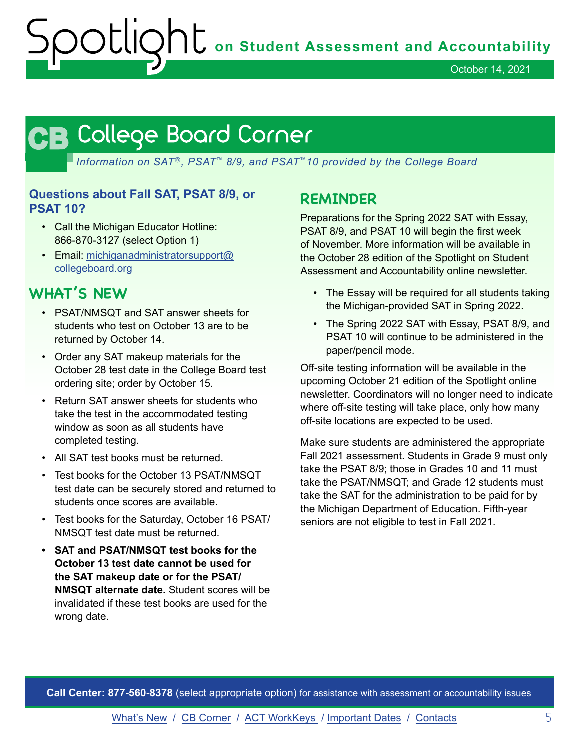# College Board Corner

*Information on SAT®, PSAT™ 8/9, and PSAT™10 provided by the College Board*

### Questions about Fall SAT, PSAT 8/9, or PSAT 10?

- Call the Michigan Educator Hotline: 866-870-3127 (select Option 1)
- Email: michiganadministratorsupport@collegeboard.org

## WHAT'S NEW

- PSAT/NMSQT and SAT answer sheets for students who test on October 13 are to be returned by October 14.
- Order any SAT makeup materials for the October 28 test date in the College Board test ordering site; order by October 15.
- Return SAT answer sheets for students who take the test in the accommodated testing window as soon as all students have completed testing.
- All SAT test books must be returned.
- Test books for the October 13 PSAT/NMSQT test date can be securely stored and returned to students once scores are available.
- Test books for the Saturday, October 16 PSAT/NMSQT test date must be returned.
- **SAT and PSAT/NMSQT test books for the October 13 test date cannot be used for the SAT makeup date or for the PSAT/NMSQT alternate date.** Student scores will be invalidated if these test books are used for the wrong date.

## REMINDER

Preparations for the Spring 2022 SAT with Essay, PSAT 8/9, and PSAT 10 will begin the first week of November. More information will be available in the October 28 edition of the Spotlight on Student Assessment and Accountability online newsletter.

- The Essay will be required for all students taking the Michigan-provided SAT in Spring 2022.
- The Spring 2022 SAT with Essay, PSAT 8/9, and PSAT 10 will continue to be administered in the paper/pencil mode.

Off-site testing information will be available in the upcoming October 21 edition of the Spotlight online newsletter. Coordinators will no longer need to indicate where off-site testing will take place, only how many off-site locations are expected to be used.

Make sure students are administered the appropriate Fall 2021 assessment. Students in Grade 9 must only take the PSAT 8/9; those in Grades 10 and 11 must take the PSAT/NMSQT; and Grade 12 students must take the SAT for the administration to be paid for by the Michigan Department of Education. Fifth-year seniors are not eligible to test in Fall 2021.

**Call Center: 877-560-8378** (select appropriate option) for assistance with assessment or accountability issues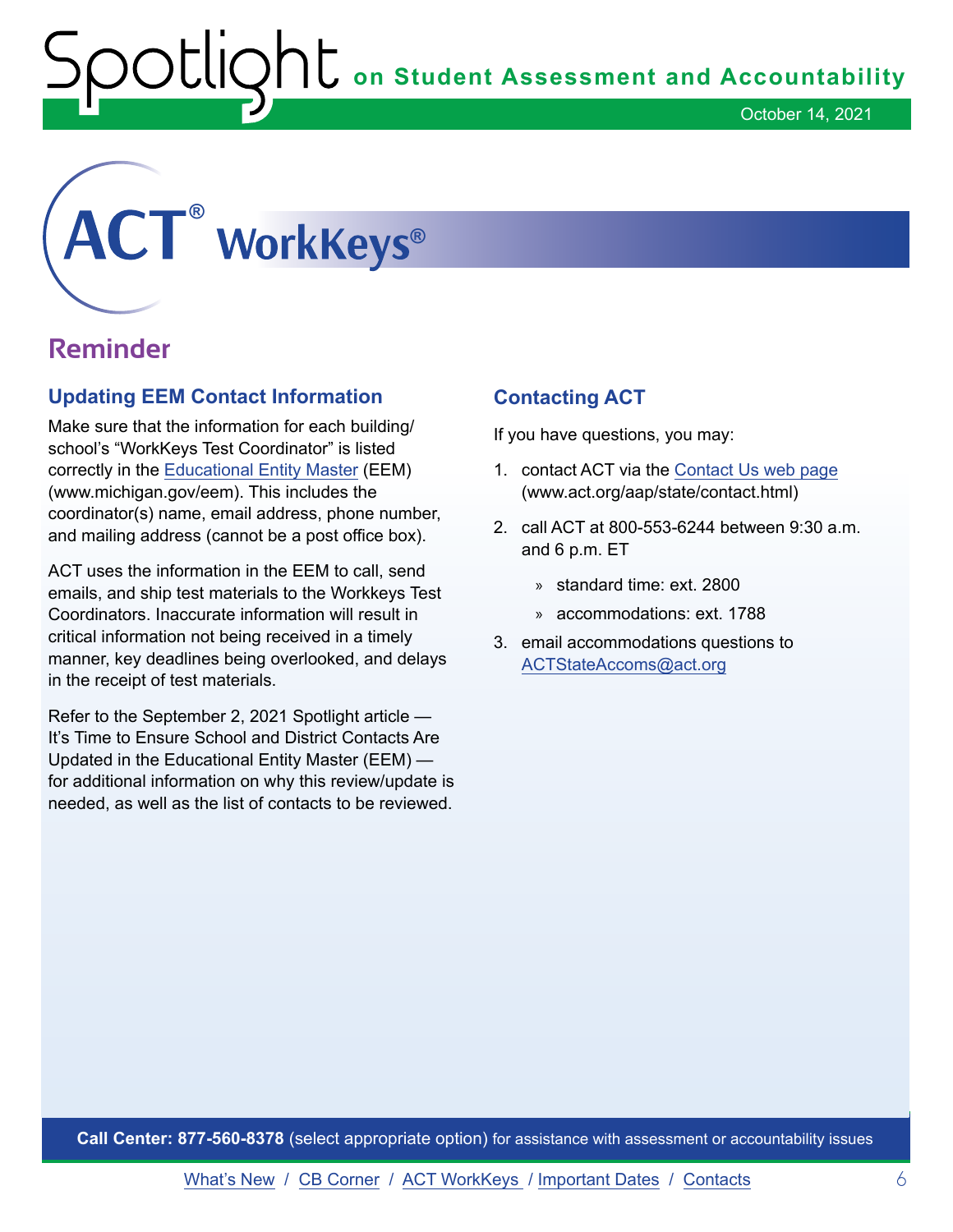# ACT® WorkKeys®

## Reminder

### Updating EEM Contact Information

Make sure that the information for each building/ school's "WorkKeys Test Coordinator" is listed correctly in the Educational Entity Master (EEM) (www.michigan.gov/eem). This includes the coordinator(s) name, email address, phone number, and mailing address (cannot be a post office box).

ACT uses the information in the EEM to call, send emails, and ship test materials to the Workkeys Test Coordinators. Inaccurate information will result in critical information not being received in a timely manner, key deadlines being overlooked, and delays in the receipt of test materials.

Refer to the September 2, 2021 Spotlight article — It's Time to Ensure School and District Contacts Are Updated in the Educational Entity Master (EEM) — for additional information on why this review/update is needed, as well as the list of contacts to be reviewed.

### Contacting ACT

If you have questions, you may:

1. contact ACT via the Contact Us web page (www.act.org/aap/state/contact.html)
2. call ACT at 800-553-6244 between 9:30 a.m. and 6 p.m. ET
   - standard time: ext. 2800
   - accommodations: ext. 1788
3. email accommodations questions to ACTStateAccoms@act.org

**Call Center: 877-560-8378** (select appropriate option) for assistance with assessment or accountability issues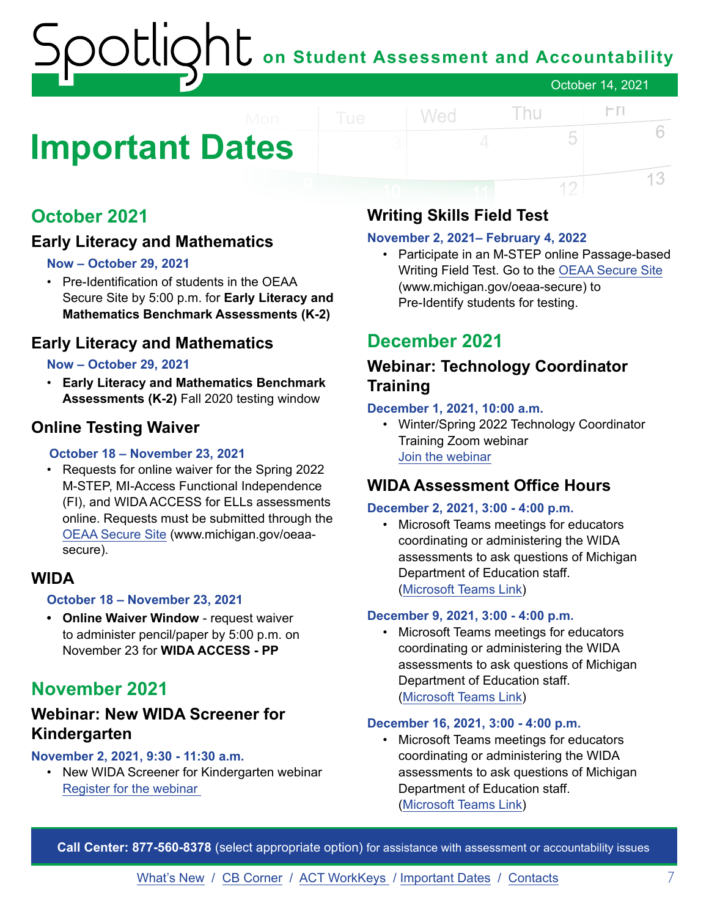# Important Dates

## October 2021

### Early Literacy and Mathematics

**Now – October 29, 2021**

- Pre-Identification of students in the OEAA Secure Site by 5:00 p.m. for **Early Literacy and Mathematics Benchmark Assessments (K-2)**

### Early Literacy and Mathematics

**Now – October 29, 2021**

- **Early Literacy and Mathematics Benchmark Assessments (K-2)** Fall 2020 testing window

### Online Testing Waiver

**October 18 – November 23, 2021**

- Requests for online waiver for the Spring 2022 M-STEP, MI-Access Functional Independence (FI), and WIDA ACCESS for ELLs assessments online. Requests must be submitted through the OEAA Secure Site (www.michigan.gov/oeaa-secure).

### WIDA

**October 18 – November 23, 2021**

- **Online Waiver Window** - request waiver to administer pencil/paper by 5:00 p.m. on November 23 for **WIDA ACCESS - PP**

## November 2021

### Webinar: New WIDA Screener for Kindergarten

**November 2, 2021, 9:30 - 11:30 a.m.**

- New WIDA Screener for Kindergarten webinar
  Register for the webinar

### Writing Skills Field Test

**November 2, 2021– February 4, 2022**

- Participate in an M-STEP online Passage-based Writing Field Test. Go to the OEAA Secure Site (www.michigan.gov/oeaa-secure) to Pre-Identify students for testing.

## December 2021

### Webinar: Technology Coordinator Training

**December 1, 2021, 10:00 a.m.**

- Winter/Spring 2022 Technology Coordinator Training Zoom webinar
  Join the webinar

### WIDA Assessment Office Hours

**December 2, 2021, 3:00 - 4:00 p.m.**

- Microsoft Teams meetings for educators coordinating or administering the WIDA assessments to ask questions of Michigan Department of Education staff. (Microsoft Teams Link)

**December 9, 2021, 3:00 - 4:00 p.m.**

- Microsoft Teams meetings for educators coordinating or administering the WIDA assessments to ask questions of Michigan Department of Education staff. (Microsoft Teams Link)

**December 16, 2021, 3:00 - 4:00 p.m.**

- Microsoft Teams meetings for educators coordinating or administering the WIDA assessments to ask questions of Michigan Department of Education staff. (Microsoft Teams Link)

**Call Center: 877-560-8378** (select appropriate option) for assistance with assessment or accountability issues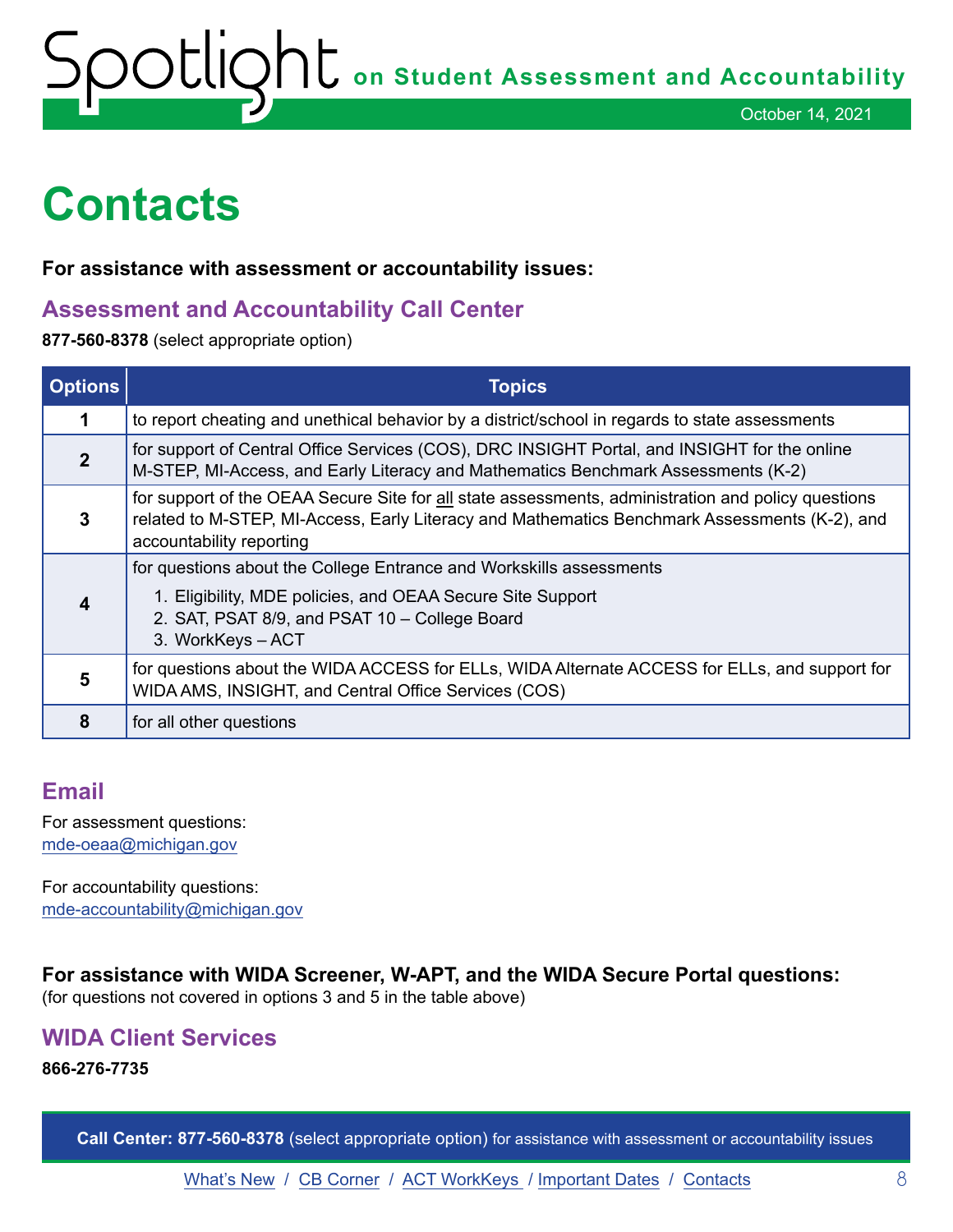# Contacts

**For assistance with assessment or accountability issues:**

## Assessment and Accountability Call Center

**877-560-8378** (select appropriate option)

| Options | Topics |
|---|---|
| **1** | to report cheating and unethical behavior by a district/school in regards to state assessments |
| **2** | for support of Central Office Services (COS), DRC INSIGHT Portal, and INSIGHT for the online M-STEP, MI-Access, and Early Literacy and Mathematics Benchmark Assessments (K-2) |
| **3** | for support of the OEAA Secure Site for all state assessments, administration and policy questions related to M-STEP, MI-Access, Early Literacy and Mathematics Benchmark Assessments (K-2), and accountability reporting |
| **4** | for questions about the College Entrance and Workskills assessments<br>1. Eligibility, MDE policies, and OEAA Secure Site Support<br>2. SAT, PSAT 8/9, and PSAT 10 – College Board<br>3. WorkKeys – ACT |
| **5** | for questions about the WIDA ACCESS for ELLs, WIDA Alternate ACCESS for ELLs, and support for WIDA AMS, INSIGHT, and Central Office Services (COS) |
| **8** | for all other questions |

## Email

For assessment questions:
mde-oeaa@michigan.gov

For accountability questions:
mde-accountability@michigan.gov

**For assistance with WIDA Screener, W-APT, and the WIDA Secure Portal questions:**
(for questions not covered in options 3 and 5 in the table above)

## WIDA Client Services

**866-276-7735**

**Call Center: 877-560-8378** (select appropriate option) for assistance with assessment or accountability issues